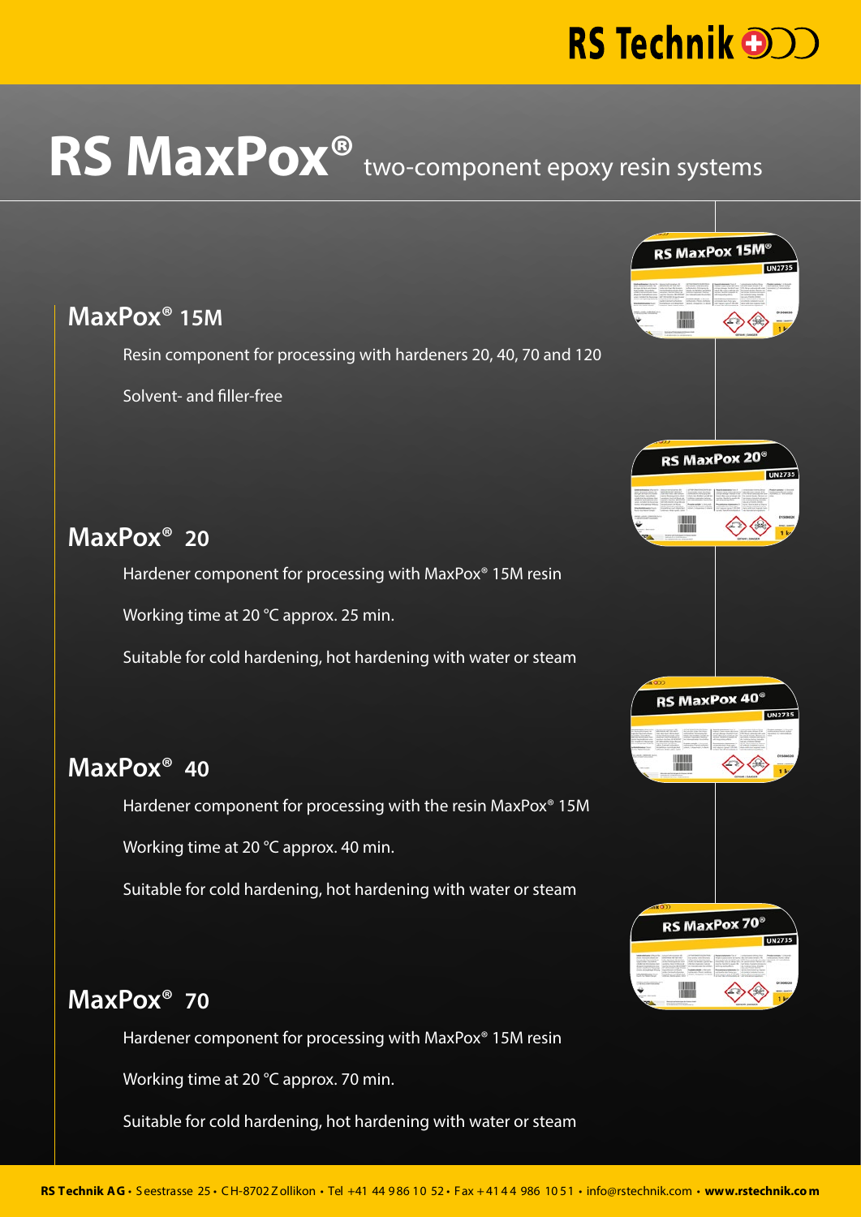RS Technik

# RS MaxPox® two-component epoxy resin systems

## MaxPox® 15M

Resin component for processing with hardeners 20, 40, 70 and 120

Solvent- and filler-free

## MaxPox® 20

Hardener component for processing with MaxPox® 15M resin

Working time at 20 °C approx. 25 min.

Suitable for cold hardening, hot hardening with water or steam

## MaxPox® 40

Hardener component for processing with the resin MaxPox® 15M

Working time at 20 °C approx. 40 min.

Suitable for cold hardening, hot hardening with water or steam

## MaxPox® 70

Hardener component for processing with MaxPox® 15M resin

Working time at 20 °C approx. 70 min.

Suitable for cold hardening, hot hardening with water or steam

**RS Technik AG** • Seestrasse 25 • CH-8702 Zollikon • Tel +41 44 986 10 52 • Fax +41 44 986 10 51 • info@rstechnik.com • **www.rstechnik.com**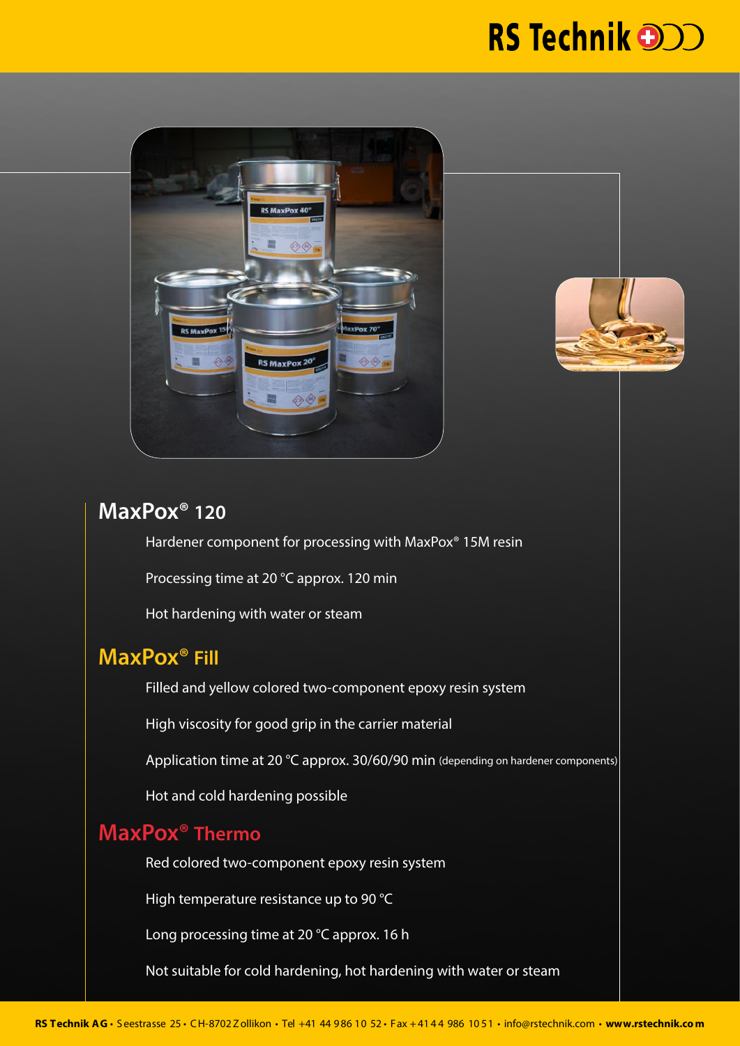## MaxPox® 120

Hardener component for processing with MaxPox® 15M resin

Processing time at 20 °C approx. 120 min

Hot hardening with water or steam

## MaxPox® Fill

Filled and yellow colored two-component epoxy resin system

High viscosity for good grip in the carrier material

Application time at 20 °C approx. 30/60/90 min (depending on hardener components)

Hot and cold hardening possible

## MaxPox® Thermo

Red colored two-component epoxy resin system

High temperature resistance up to 90 °C

Long processing time at 20 °C approx. 16 h

Not suitable for cold hardening, hot hardening with water or steam

**RS Technik AG** • Seestrasse 25 • CH-8702 Zollikon • Tel +41 44 986 10 52 • Fax +41 44 986 10 51 • info@rstechnik.com • **www.rstechnik.com**